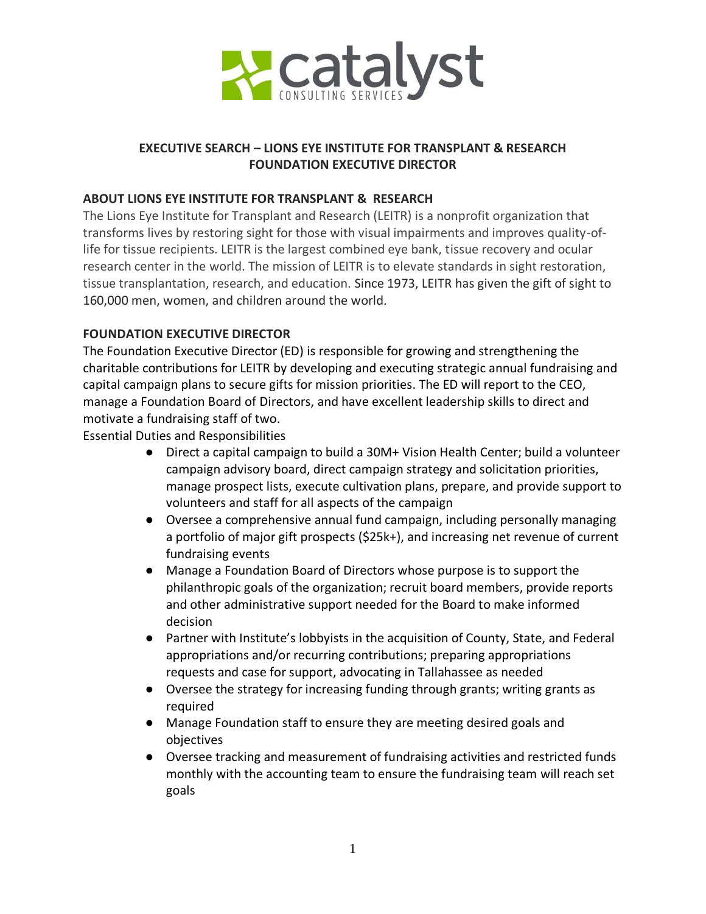# EXECUTIVE SEARCH – LIONS EYE INSTITUTE FOR TRANSPLANT & RESEARCH
# FOUNDATION EXECUTIVE DIRECTOR

## ABOUT LIONS EYE INSTITUTE FOR TRANSPLANT & RESEARCH

The Lions Eye Institute for Transplant and Research (LEITR) is a nonprofit organization that transforms lives by restoring sight for those with visual impairments and improves quality-of-life for tissue recipients. LEITR is the largest combined eye bank, tissue recovery and ocular research center in the world. The mission of LEITR is to elevate standards in sight restoration, tissue transplantation, research, and education. Since 1973, LEITR has given the gift of sight to 160,000 men, women, and children around the world.

## FOUNDATION EXECUTIVE DIRECTOR

The Foundation Executive Director (ED) is responsible for growing and strengthening the charitable contributions for LEITR by developing and executing strategic annual fundraising and capital campaign plans to secure gifts for mission priorities. The ED will report to the CEO, manage a Foundation Board of Directors, and have excellent leadership skills to direct and motivate a fundraising staff of two.

Essential Duties and Responsibilities

- Direct a capital campaign to build a 30M+ Vision Health Center; build a volunteer campaign advisory board, direct campaign strategy and solicitation priorities, manage prospect lists, execute cultivation plans, prepare, and provide support to volunteers and staff for all aspects of the campaign
- Oversee a comprehensive annual fund campaign, including personally managing a portfolio of major gift prospects ($25k+), and increasing net revenue of current fundraising events
- Manage a Foundation Board of Directors whose purpose is to support the philanthropic goals of the organization; recruit board members, provide reports and other administrative support needed for the Board to make informed decision
- Partner with Institute's lobbyists in the acquisition of County, State, and Federal appropriations and/or recurring contributions; preparing appropriations requests and case for support, advocating in Tallahassee as needed
- Oversee the strategy for increasing funding through grants; writing grants as required
- Manage Foundation staff to ensure they are meeting desired goals and objectives
- Oversee tracking and measurement of fundraising activities and restricted funds monthly with the accounting team to ensure the fundraising team will reach set goals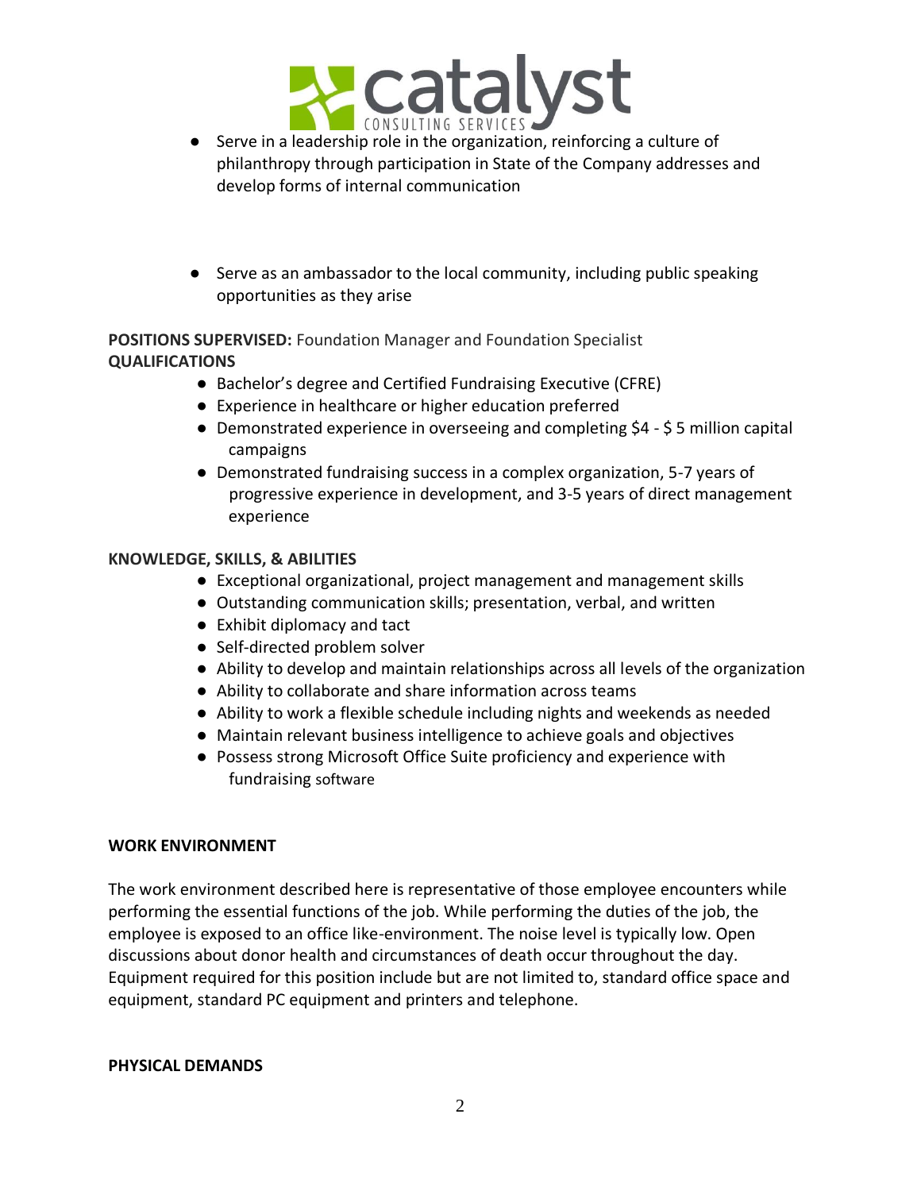- Serve in a leadership role in the organization, reinforcing a culture of philanthropy through participation in State of the Company addresses and develop forms of internal communication

- Serve as an ambassador to the local community, including public speaking opportunities as they arise

**POSITIONS SUPERVISED:** Foundation Manager and Foundation Specialist

**QUALIFICATIONS**

- Bachelor's degree and Certified Fundraising Executive (CFRE)
- Experience in healthcare or higher education preferred
- Demonstrated experience in overseeing and completing $4 - $ 5 million capital campaigns
- Demonstrated fundraising success in a complex organization, 5-7 years of progressive experience in development, and 3-5 years of direct management experience

**KNOWLEDGE, SKILLS, & ABILITIES**

- Exceptional organizational, project management and management skills
- Outstanding communication skills; presentation, verbal, and written
- Exhibit diplomacy and tact
- Self-directed problem solver
- Ability to develop and maintain relationships across all levels of the organization
- Ability to collaborate and share information across teams
- Ability to work a flexible schedule including nights and weekends as needed
- Maintain relevant business intelligence to achieve goals and objectives
- Possess strong Microsoft Office Suite proficiency and experience with fundraising software

**WORK ENVIRONMENT**

The work environment described here is representative of those employee encounters while performing the essential functions of the job. While performing the duties of the job, the employee is exposed to an office like-environment. The noise level is typically low. Open discussions about donor health and circumstances of death occur throughout the day. Equipment required for this position include but are not limited to, standard office space and equipment, standard PC equipment and printers and telephone.

**PHYSICAL DEMANDS**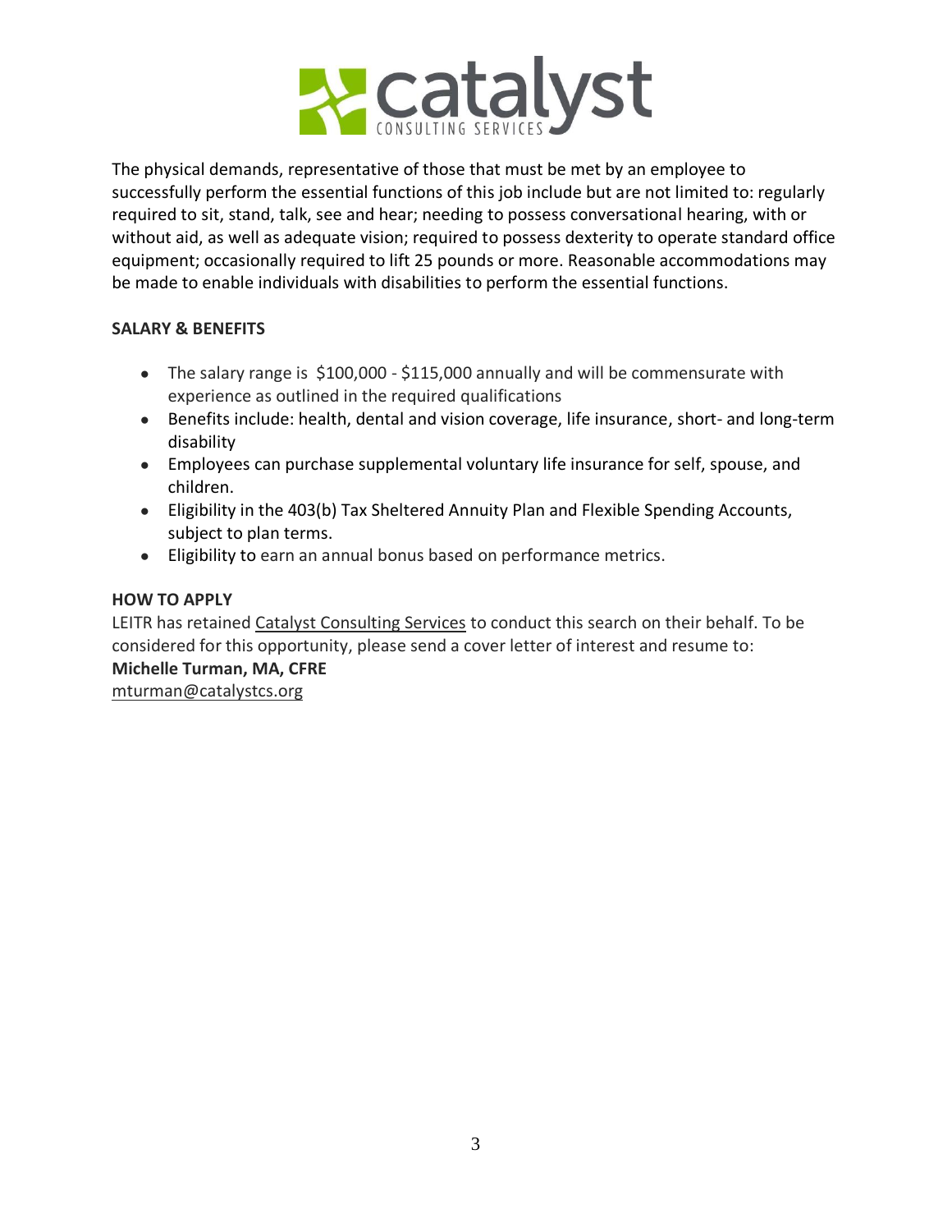The physical demands, representative of those that must be met by an employee to successfully perform the essential functions of this job include but are not limited to: regularly required to sit, stand, talk, see and hear; needing to possess conversational hearing, with or without aid, as well as adequate vision; required to possess dexterity to operate standard office equipment; occasionally required to lift 25 pounds or more. Reasonable accommodations may be made to enable individuals with disabilities to perform the essential functions.

**SALARY & BENEFITS**

- The salary range is $100,000 - $115,000 annually and will be commensurate with experience as outlined in the required qualifications
- Benefits include: health, dental and vision coverage, life insurance, short- and long-term disability
- Employees can purchase supplemental voluntary life insurance for self, spouse, and children.
- Eligibility in the 403(b) Tax Sheltered Annuity Plan and Flexible Spending Accounts, subject to plan terms.
- Eligibility to earn an annual bonus based on performance metrics.

**HOW TO APPLY**

LEITR has retained Catalyst Consulting Services to conduct this search on their behalf. To be considered for this opportunity, please send a cover letter of interest and resume to:

**Michelle Turman, MA, CFRE**

mturman@catalystcs.org